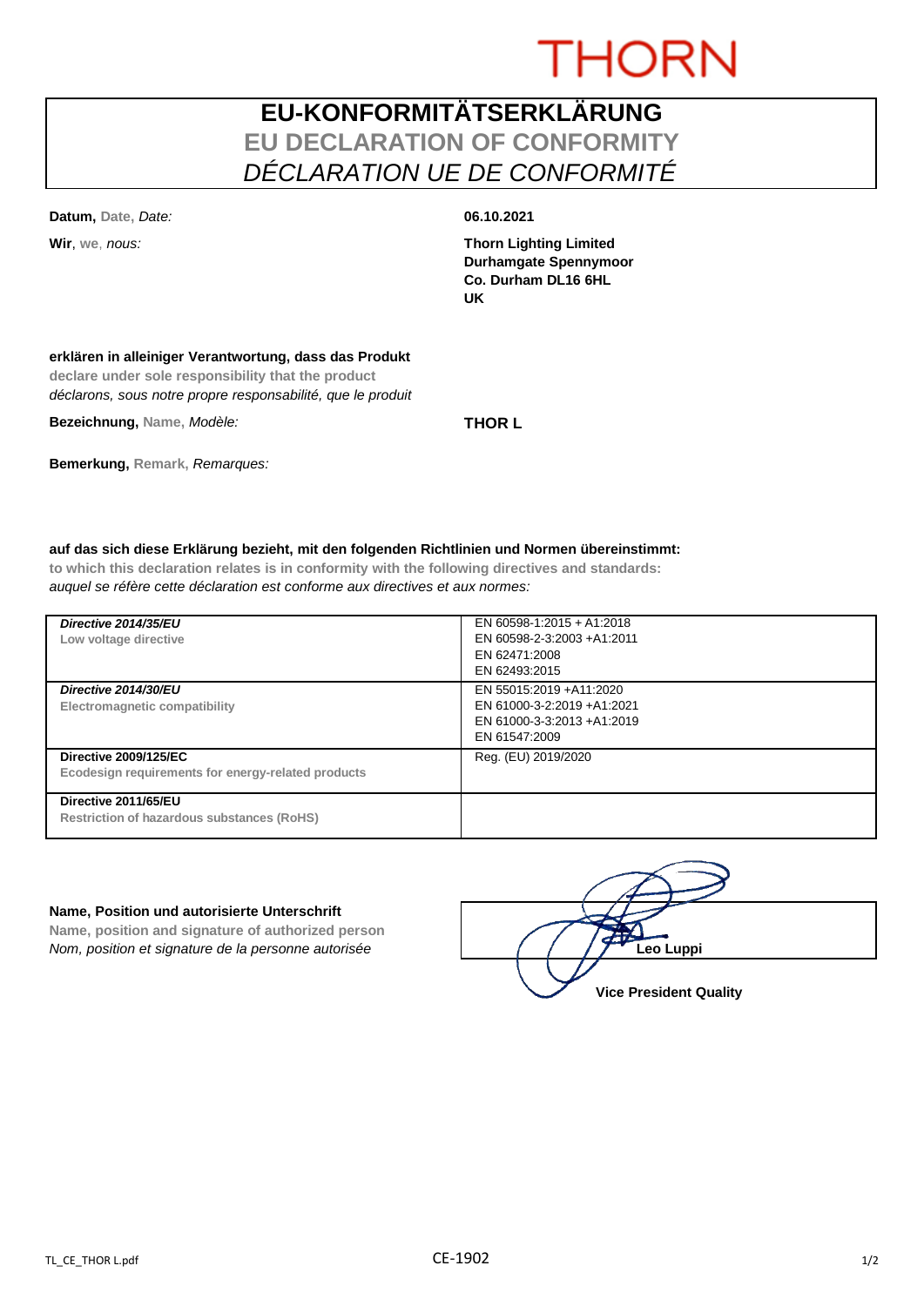THORN

# EU-KONFORMITÄTSERKLÄRUNG
## EU DECLARATION OF CONFORMITY
## *DÉCLARATION UE DE CONFORMITÉ*

**Datum,** Date, *Date:* **06.10.2021**

**Wir**, we, *nous:*

**Thorn Lighting Limited**
**Durhamgate Spennymoor**
**Co. Durham DL16 6HL**
**UK**

**erklären in alleiniger Verantwortung, dass das Produkt**
**declare under sole responsibility that the product**
*déclarons, sous notre propre responsabilité, que le produit*

**Bezeichnung,** Name, *Modèle:* **THOR L**

**Bemerkung,** Remark, *Remarques:*

**auf das sich diese Erklärung bezieht, mit den folgenden Richtlinien und Normen übereinstimmt:**
**to which this declaration relates is in conformity with the following directives and standards:**
*auquel se réfère cette déclaration est conforme aux directives et aux normes:*

| | |
|---|---|
| ***Directive 2014/35/EU***<br>**Low voltage directive** | EN 60598-1:2015 + A1:2018<br>EN 60598-2-3:2003 +A1:2011<br>EN 62471:2008<br>EN 62493:2015 |
| ***Directive 2014/30/EU***<br>**Electromagnetic compatibility** | EN 55015:2019 +A11:2020<br>EN 61000-3-2:2019 +A1:2021<br>EN 61000-3-3:2013 +A1:2019<br>EN 61547:2009 |
| **Directive 2009/125/EC**<br>**Ecodesign requirements for energy-related products** | Reg. (EU) 2019/2020 |
| **Directive 2011/65/EU**<br>**Restriction of hazardous substances (RoHS)** | |

**Name, Position und autorisierte Unterschrift**
**Name, position and signature of authorized person**
*Nom, position et signature de la personne autorisée*

**Leo Luppi**
**Vice President Quality**

TL_CE_THOR L.pdf CE-1902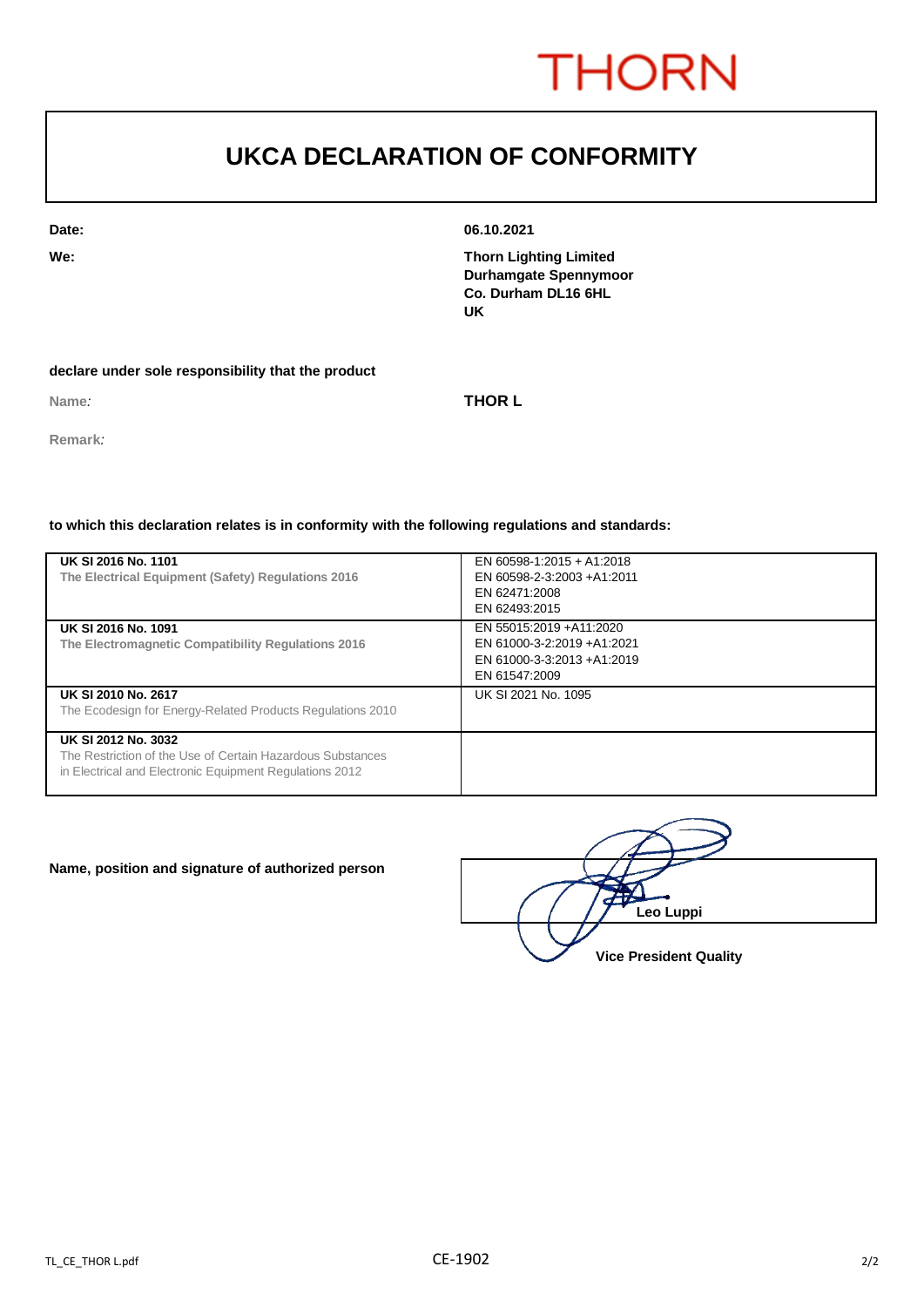THORN

# UKCA DECLARATION OF CONFORMITY

**Date:** **06.10.2021**

**We:** **Thorn Lighting Limited**
**Durhamgate Spennymoor**
**Co. Durham DL16 6HL**
**UK**

**declare under sole responsibility that the product**

**Name:** **THOR L**

**Remark:**

**to which this declaration relates is in conformity with the following regulations and standards:**

| | |
|---|---|
| **UK SI 2016 No. 1101**<br>**The Electrical Equipment (Safety) Regulations 2016** | EN 60598-1:2015 + A1:2018<br>EN 60598-2-3:2003 +A1:2011<br>EN 62471:2008<br>EN 62493:2015 |
| **UK SI 2016 No. 1091**<br>**The Electromagnetic Compatibility Regulations 2016** | EN 55015:2019 +A11:2020<br>EN 61000-3-2:2019 +A1:2021<br>EN 61000-3-3:2013 +A1:2019<br>EN 61547:2009 |
| **UK SI 2010 No. 2617**<br>The Ecodesign for Energy-Related Products Regulations 2010 | UK SI 2021 No. 1095 |
| **UK SI 2012 No. 3032**<br>The Restriction of the Use of Certain Hazardous Substances in Electrical and Electronic Equipment Regulations 2012 | |

**Name, position and signature of authorized person**

**Leo Luppi**

**Vice President Quality**

TL_CE_THOR L.pdf

CE-1902